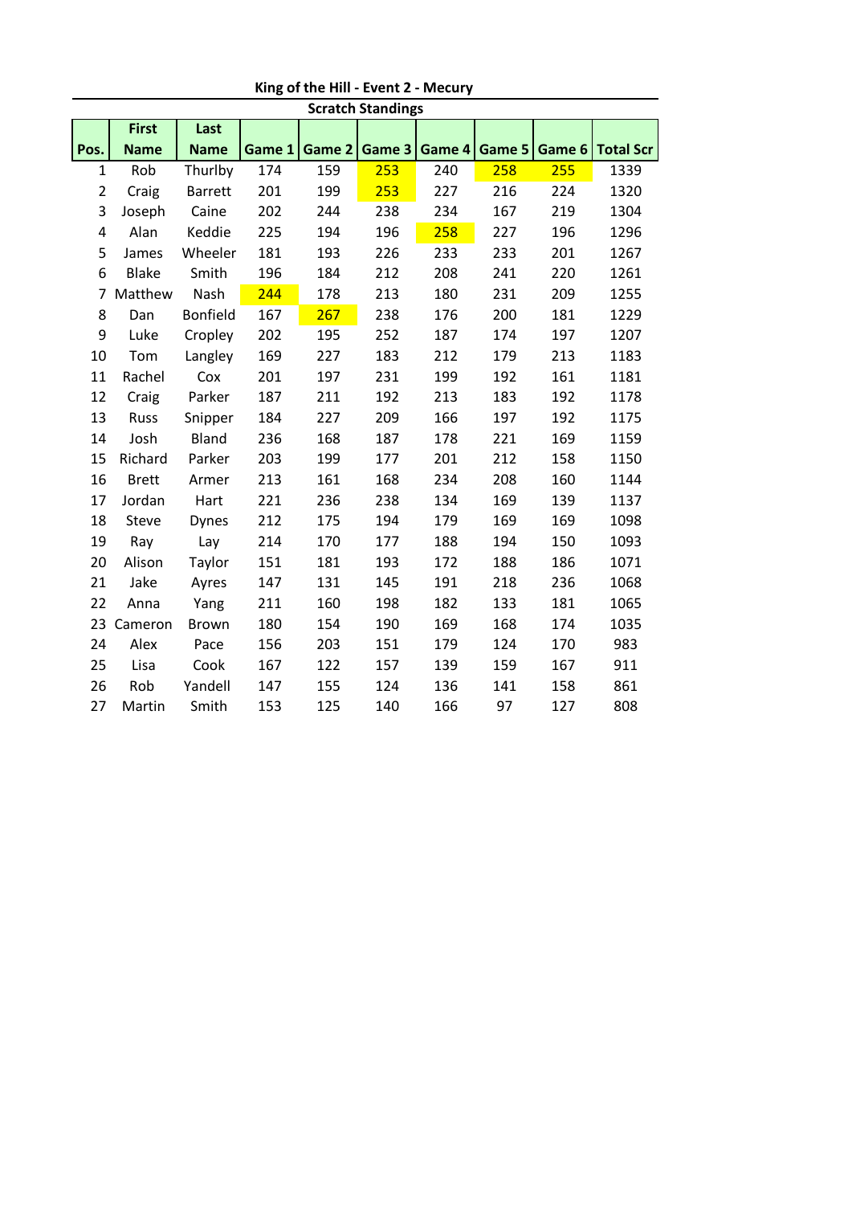## King of the Hill - Event 2 - Mecury

### Scratch Standings

| Pos. | First Name | Last Name | Game 1 | Game 2 | Game 3 | Game 4 | Game 5 | Game 6 | Total Scr |
|---|---|---|---|---|---|---|---|---|---|
| 1 | Rob | Thurlby | 174 | 159 | 253 | 240 | 258 | 255 | 1339 |
| 2 | Craig | Barrett | 201 | 199 | 253 | 227 | 216 | 224 | 1320 |
| 3 | Joseph | Caine | 202 | 244 | 238 | 234 | 167 | 219 | 1304 |
| 4 | Alan | Keddie | 225 | 194 | 196 | 258 | 227 | 196 | 1296 |
| 5 | James | Wheeler | 181 | 193 | 226 | 233 | 233 | 201 | 1267 |
| 6 | Blake | Smith | 196 | 184 | 212 | 208 | 241 | 220 | 1261 |
| 7 | Matthew | Nash | 244 | 178 | 213 | 180 | 231 | 209 | 1255 |
| 8 | Dan | Bonfield | 167 | 267 | 238 | 176 | 200 | 181 | 1229 |
| 9 | Luke | Cropley | 202 | 195 | 252 | 187 | 174 | 197 | 1207 |
| 10 | Tom | Langley | 169 | 227 | 183 | 212 | 179 | 213 | 1183 |
| 11 | Rachel | Cox | 201 | 197 | 231 | 199 | 192 | 161 | 1181 |
| 12 | Craig | Parker | 187 | 211 | 192 | 213 | 183 | 192 | 1178 |
| 13 | Russ | Snipper | 184 | 227 | 209 | 166 | 197 | 192 | 1175 |
| 14 | Josh | Bland | 236 | 168 | 187 | 178 | 221 | 169 | 1159 |
| 15 | Richard | Parker | 203 | 199 | 177 | 201 | 212 | 158 | 1150 |
| 16 | Brett | Armer | 213 | 161 | 168 | 234 | 208 | 160 | 1144 |
| 17 | Jordan | Hart | 221 | 236 | 238 | 134 | 169 | 139 | 1137 |
| 18 | Steve | Dynes | 212 | 175 | 194 | 179 | 169 | 169 | 1098 |
| 19 | Ray | Lay | 214 | 170 | 177 | 188 | 194 | 150 | 1093 |
| 20 | Alison | Taylor | 151 | 181 | 193 | 172 | 188 | 186 | 1071 |
| 21 | Jake | Ayres | 147 | 131 | 145 | 191 | 218 | 236 | 1068 |
| 22 | Anna | Yang | 211 | 160 | 198 | 182 | 133 | 181 | 1065 |
| 23 | Cameron | Brown | 180 | 154 | 190 | 169 | 168 | 174 | 1035 |
| 24 | Alex | Pace | 156 | 203 | 151 | 179 | 124 | 170 | 983 |
| 25 | Lisa | Cook | 167 | 122 | 157 | 139 | 159 | 167 | 911 |
| 26 | Rob | Yandell | 147 | 155 | 124 | 136 | 141 | 158 | 861 |
| 27 | Martin | Smith | 153 | 125 | 140 | 166 | 97 | 127 | 808 |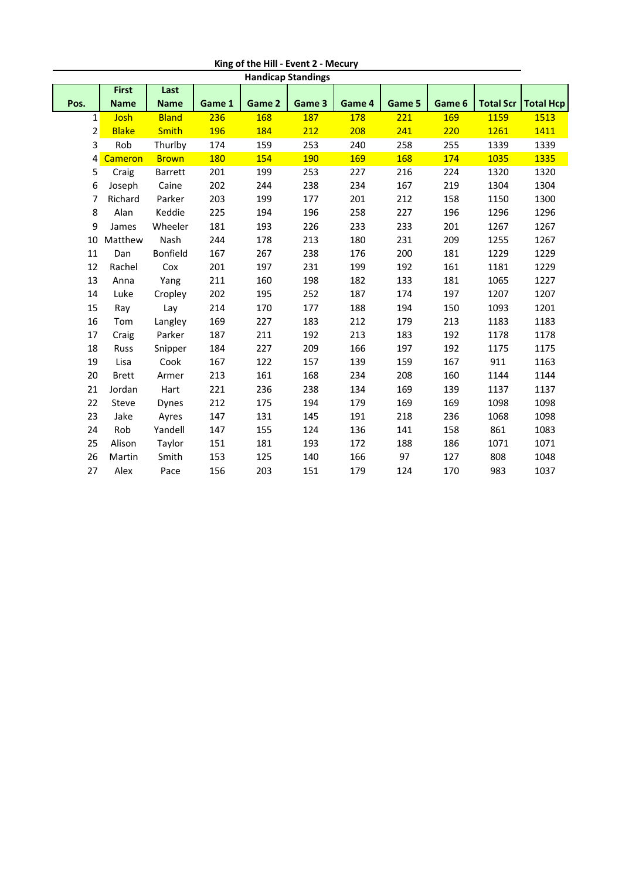## King of the Hill - Event 2 - Mecury

### Handicap Standings

| Pos. | First Name | Last Name | Game 1 | Game 2 | Game 3 | Game 4 | Game 5 | Game 6 | Total Scr | Total Hcp |
|---|---|---|---|---|---|---|---|---|---|---|
| 1 | Josh | Bland | 236 | 168 | 187 | 178 | 221 | 169 | 1159 | 1513 |
| 2 | Blake | Smith | 196 | 184 | 212 | 208 | 241 | 220 | 1261 | 1411 |
| 3 | Rob | Thurlby | 174 | 159 | 253 | 240 | 258 | 255 | 1339 | 1339 |
| 4 | Cameron | Brown | 180 | 154 | 190 | 169 | 168 | 174 | 1035 | 1335 |
| 5 | Craig | Barrett | 201 | 199 | 253 | 227 | 216 | 224 | 1320 | 1320 |
| 6 | Joseph | Caine | 202 | 244 | 238 | 234 | 167 | 219 | 1304 | 1304 |
| 7 | Richard | Parker | 203 | 199 | 177 | 201 | 212 | 158 | 1150 | 1300 |
| 8 | Alan | Keddie | 225 | 194 | 196 | 258 | 227 | 196 | 1296 | 1296 |
| 9 | James | Wheeler | 181 | 193 | 226 | 233 | 233 | 201 | 1267 | 1267 |
| 10 | Matthew | Nash | 244 | 178 | 213 | 180 | 231 | 209 | 1255 | 1267 |
| 11 | Dan | Bonfield | 167 | 267 | 238 | 176 | 200 | 181 | 1229 | 1229 |
| 12 | Rachel | Cox | 201 | 197 | 231 | 199 | 192 | 161 | 1181 | 1229 |
| 13 | Anna | Yang | 211 | 160 | 198 | 182 | 133 | 181 | 1065 | 1227 |
| 14 | Luke | Cropley | 202 | 195 | 252 | 187 | 174 | 197 | 1207 | 1207 |
| 15 | Ray | Lay | 214 | 170 | 177 | 188 | 194 | 150 | 1093 | 1201 |
| 16 | Tom | Langley | 169 | 227 | 183 | 212 | 179 | 213 | 1183 | 1183 |
| 17 | Craig | Parker | 187 | 211 | 192 | 213 | 183 | 192 | 1178 | 1178 |
| 18 | Russ | Snipper | 184 | 227 | 209 | 166 | 197 | 192 | 1175 | 1175 |
| 19 | Lisa | Cook | 167 | 122 | 157 | 139 | 159 | 167 | 911 | 1163 |
| 20 | Brett | Armer | 213 | 161 | 168 | 234 | 208 | 160 | 1144 | 1144 |
| 21 | Jordan | Hart | 221 | 236 | 238 | 134 | 169 | 139 | 1137 | 1137 |
| 22 | Steve | Dynes | 212 | 175 | 194 | 179 | 169 | 169 | 1098 | 1098 |
| 23 | Jake | Ayres | 147 | 131 | 145 | 191 | 218 | 236 | 1068 | 1098 |
| 24 | Rob | Yandell | 147 | 155 | 124 | 136 | 141 | 158 | 861 | 1083 |
| 25 | Alison | Taylor | 151 | 181 | 193 | 172 | 188 | 186 | 1071 | 1071 |
| 26 | Martin | Smith | 153 | 125 | 140 | 166 | 97 | 127 | 808 | 1048 |
| 27 | Alex | Pace | 156 | 203 | 151 | 179 | 124 | 170 | 983 | 1037 |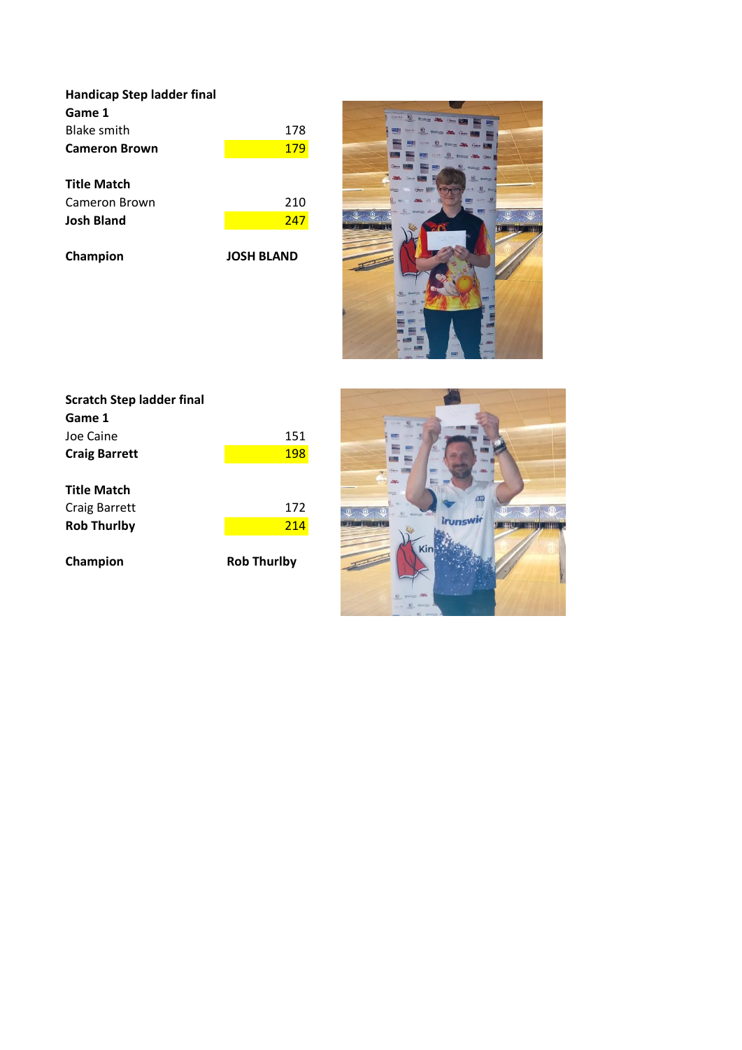**Handicap Step ladder final**

| | |
|---|---|
| **Game 1** | |
| Blake smith | 178 |
| **Cameron Brown** | 179 |
| | |
| **Title Match** | |
| Cameron Brown | 210 |
| **Josh Bland** | 247 |
| | |
| **Champion** | **JOSH BLAND** |

**Scratch Step ladder final**

| | |
|---|---|
| **Game 1** | |
| Joe Caine | 151 |
| **Craig Barrett** | 198 |
| | |
| **Title Match** | |
| Craig Barrett | 172 |
| **Rob Thurlby** | 214 |
| | |
| **Champion** | **Rob Thurlby** |